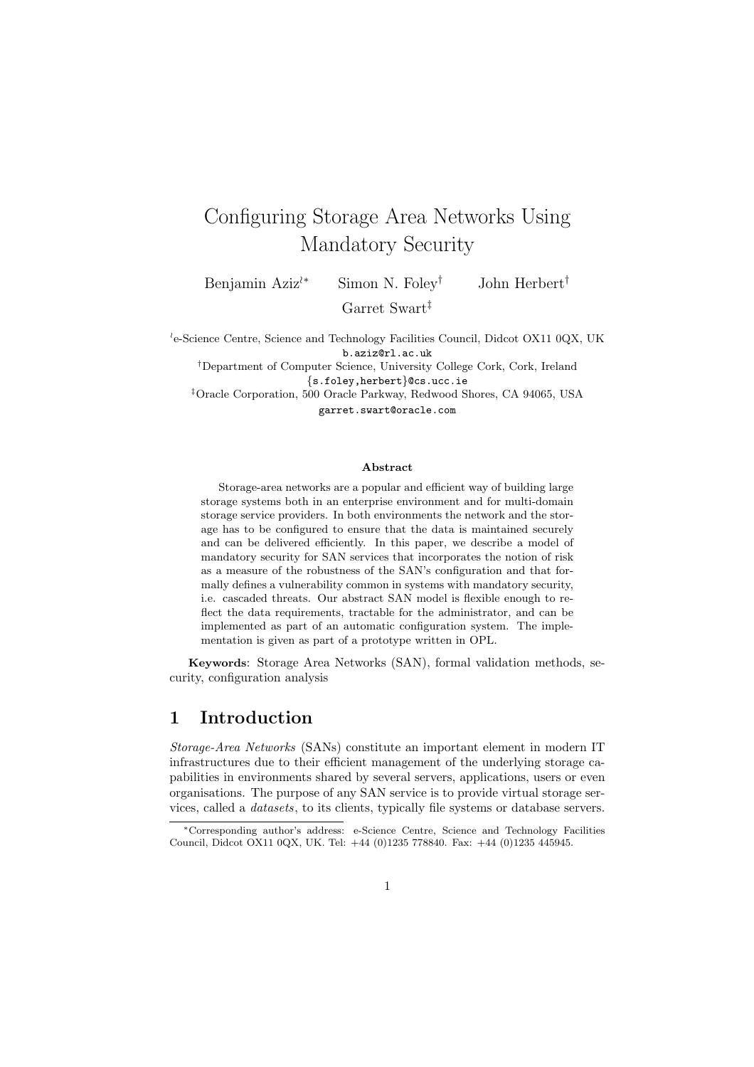# Configuring Storage Area Networks Using Mandatory Security

Benjamin Aziz[≀*] Simon N. Foley[†] John Herbert[†]

Garret Swart[‡]

[≀]e-Science Centre, Science and Technology Facilities Council, Didcot OX11 0QX, UK
b.aziz@rl.ac.uk

[†]Department of Computer Science, University College Cork, Cork, Ireland
{s.foley,herbert}@cs.ucc.ie

[‡]Oracle Corporation, 500 Oracle Parkway, Redwood Shores, CA 94065, USA
garret.swart@oracle.com

### Abstract

Storage-area networks are a popular and efficient way of building large storage systems both in an enterprise environment and for multi-domain storage service providers. In both environments the network and the storage has to be configured to ensure that the data is maintained securely and can be delivered efficiently. In this paper, we describe a model of mandatory security for SAN services that incorporates the notion of risk as a measure of the robustness of the SAN's configuration and that formally defines a vulnerability common in systems with mandatory security, i.e. cascaded threats. Our abstract SAN model is flexible enough to reflect the data requirements, tractable for the administrator, and can be implemented as part of an automatic configuration system. The implementation is given as part of a prototype written in OPL.

**Keywords**: Storage Area Networks (SAN), formal validation methods, security, configuration analysis

## 1 Introduction

*Storage-Area Networks* (SANs) constitute an important element in modern IT infrastructures due to their efficient management of the underlying storage capabilities in environments shared by several servers, applications, users or even organisations. The purpose of any SAN service is to provide virtual storage services, called a *datasets*, to its clients, typically file systems or database servers.

---

[*]Corresponding author's address: e-Science Centre, Science and Technology Facilities Council, Didcot OX11 0QX, UK. Tel: +44 (0)1235 778840. Fax: +44 (0)1235 445945.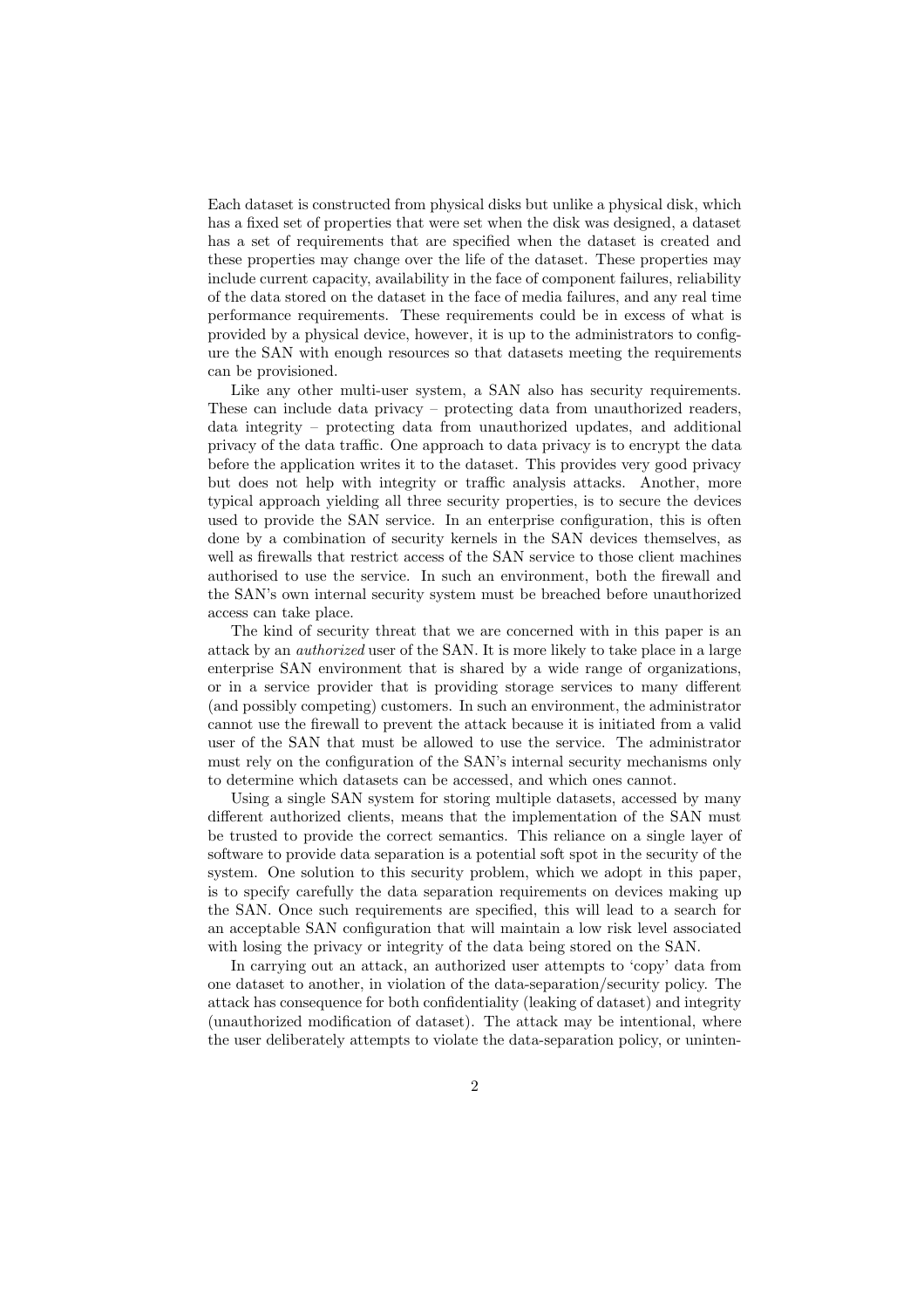Each dataset is constructed from physical disks but unlike a physical disk, which has a fixed set of properties that were set when the disk was designed, a dataset has a set of requirements that are specified when the dataset is created and these properties may change over the life of the dataset. These properties may include current capacity, availability in the face of component failures, reliability of the data stored on the dataset in the face of media failures, and any real time performance requirements. These requirements could be in excess of what is provided by a physical device, however, it is up to the administrators to configure the SAN with enough resources so that datasets meeting the requirements can be provisioned.

Like any other multi-user system, a SAN also has security requirements. These can include data privacy – protecting data from unauthorized readers, data integrity – protecting data from unauthorized updates, and additional privacy of the data traffic. One approach to data privacy is to encrypt the data before the application writes it to the dataset. This provides very good privacy but does not help with integrity or traffic analysis attacks. Another, more typical approach yielding all three security properties, is to secure the devices used to provide the SAN service. In an enterprise configuration, this is often done by a combination of security kernels in the SAN devices themselves, as well as firewalls that restrict access of the SAN service to those client machines authorised to use the service. In such an environment, both the firewall and the SAN's own internal security system must be breached before unauthorized access can take place.

The kind of security threat that we are concerned with in this paper is an attack by an *authorized* user of the SAN. It is more likely to take place in a large enterprise SAN environment that is shared by a wide range of organizations, or in a service provider that is providing storage services to many different (and possibly competing) customers. In such an environment, the administrator cannot use the firewall to prevent the attack because it is initiated from a valid user of the SAN that must be allowed to use the service. The administrator must rely on the configuration of the SAN's internal security mechanisms only to determine which datasets can be accessed, and which ones cannot.

Using a single SAN system for storing multiple datasets, accessed by many different authorized clients, means that the implementation of the SAN must be trusted to provide the correct semantics. This reliance on a single layer of software to provide data separation is a potential soft spot in the security of the system. One solution to this security problem, which we adopt in this paper, is to specify carefully the data separation requirements on devices making up the SAN. Once such requirements are specified, this will lead to a search for an acceptable SAN configuration that will maintain a low risk level associated with losing the privacy or integrity of the data being stored on the SAN.

In carrying out an attack, an authorized user attempts to 'copy' data from one dataset to another, in violation of the data-separation/security policy. The attack has consequence for both confidentiality (leaking of dataset) and integrity (unauthorized modification of dataset). The attack may be intentional, where the user deliberately attempts to violate the data-separation policy, or uninten-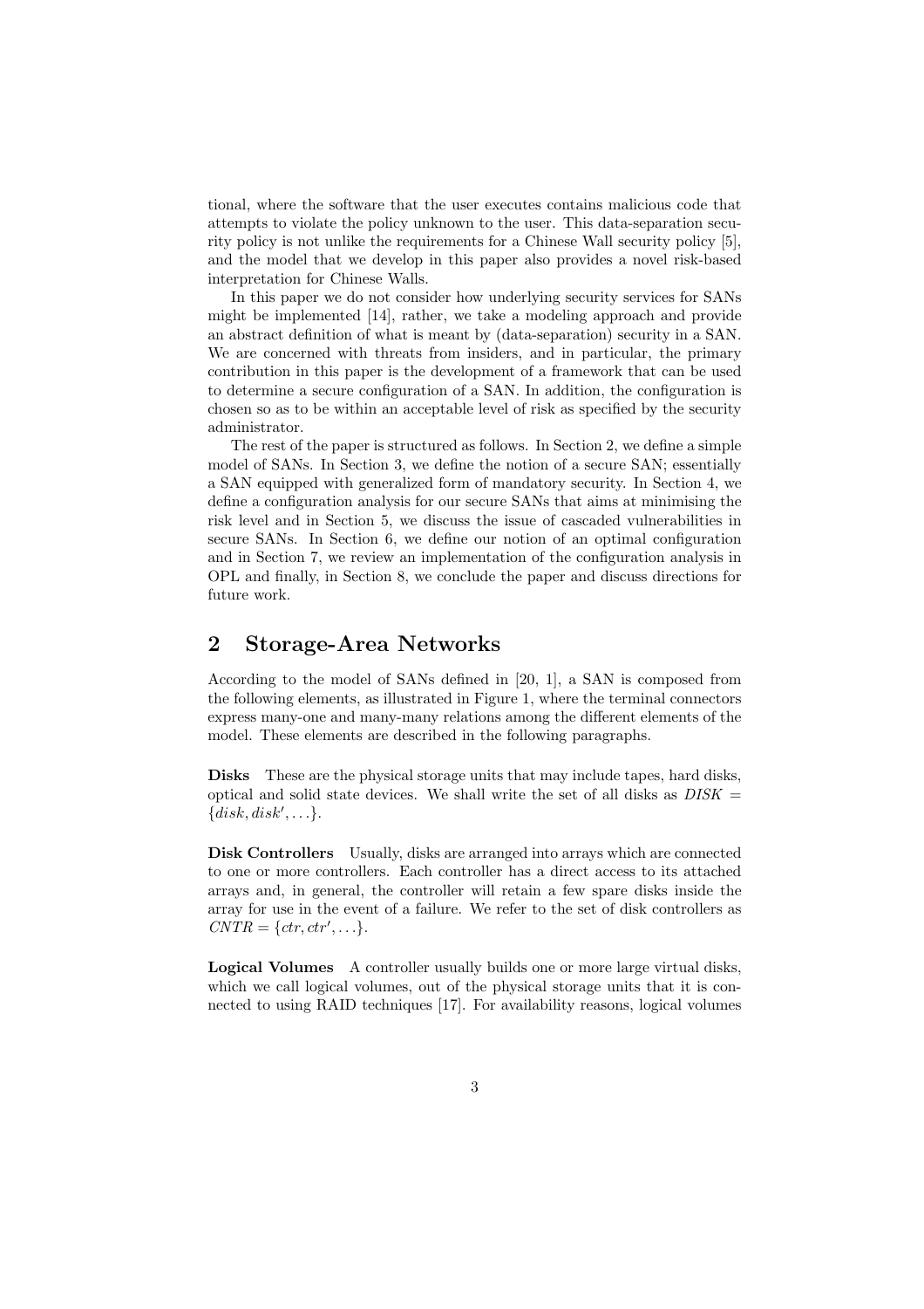tional, where the software that the user executes contains malicious code that attempts to violate the policy unknown to the user. This data-separation security policy is not unlike the requirements for a Chinese Wall security policy [5], and the model that we develop in this paper also provides a novel risk-based interpretation for Chinese Walls.

In this paper we do not consider how underlying security services for SANs might be implemented [14], rather, we take a modeling approach and provide an abstract definition of what is meant by (data-separation) security in a SAN. We are concerned with threats from insiders, and in particular, the primary contribution in this paper is the development of a framework that can be used to determine a secure configuration of a SAN. In addition, the configuration is chosen so as to be within an acceptable level of risk as specified by the security administrator.

The rest of the paper is structured as follows. In Section 2, we define a simple model of SANs. In Section 3, we define the notion of a secure SAN; essentially a SAN equipped with generalized form of mandatory security. In Section 4, we define a configuration analysis for our secure SANs that aims at minimising the risk level and in Section 5, we discuss the issue of cascaded vulnerabilities in secure SANs. In Section 6, we define our notion of an optimal configuration and in Section 7, we review an implementation of the configuration analysis in OPL and finally, in Section 8, we conclude the paper and discuss directions for future work.

## 2 Storage-Area Networks

According to the model of SANs defined in [20, 1], a SAN is composed from the following elements, as illustrated in Figure 1, where the terminal connectors express many-one and many-many relations among the different elements of the model. These elements are described in the following paragraphs.

**Disks** These are the physical storage units that may include tapes, hard disks, optical and solid state devices. We shall write the set of all disks as $DISK = \{disk, disk', \ldots\}$.

**Disk Controllers** Usually, disks are arranged into arrays which are connected to one or more controllers. Each controller has a direct access to its attached arrays and, in general, the controller will retain a few spare disks inside the array for use in the event of a failure. We refer to the set of disk controllers as $CNTR = \{ctr, ctr', \ldots\}$.

**Logical Volumes** A controller usually builds one or more large virtual disks, which we call logical volumes, out of the physical storage units that it is connected to using RAID techniques [17]. For availability reasons, logical volumes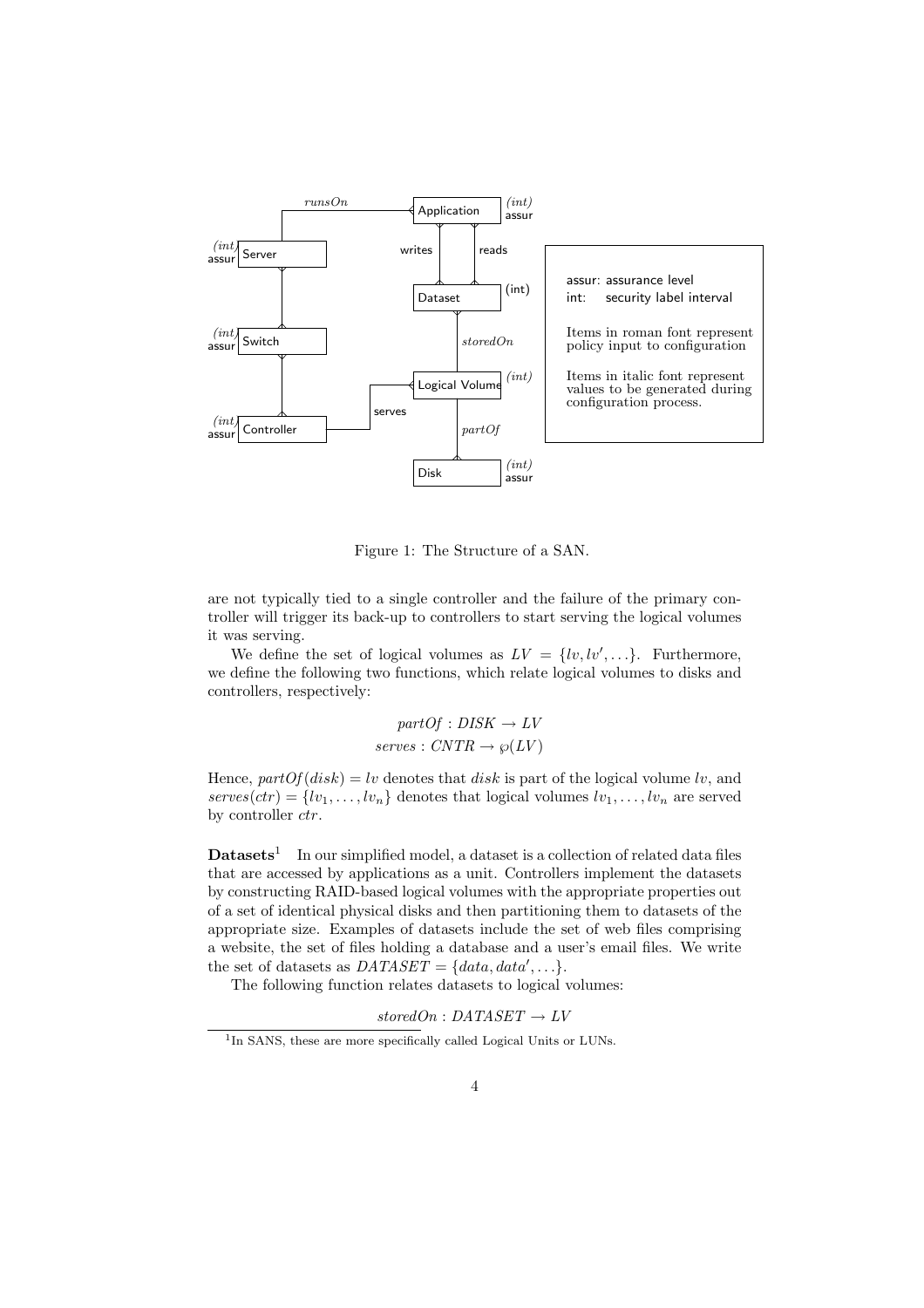Figure 1: The Structure of a SAN.

are not typically tied to a single controller and the failure of the primary controller will trigger its back-up to controllers to start serving the logical volumes it was serving.

We define the set of logical volumes as $LV = \{lv, lv', \ldots\}$. Furthermore, we define the following two functions, which relate logical volumes to disks and controllers, respectively:

$$partOf : DISK \rightarrow LV$$
$$serves : CNTR \rightarrow \wp(LV)$$

Hence, $partOf(disk) = lv$ denotes that $disk$ is part of the logical volume $lv$, and $serves(ctr) = \{lv_1, \ldots, lv_n\}$ denotes that logical volumes $lv_1, \ldots, lv_n$ are served by controller $ctr$.

**Datasets**[1] In our simplified model, a dataset is a collection of related data files that are accessed by applications as a unit. Controllers implement the datasets by constructing RAID-based logical volumes with the appropriate properties out of a set of identical physical disks and then partitioning them to datasets of the appropriate size. Examples of datasets include the set of web files comprising a website, the set of files holding a database and a user's email files. We write the set of datasets as $DATASET = \{data, data', \ldots\}$.

The following function relates datasets to logical volumes:

$$storedOn : DATASET \rightarrow LV$$

[1] In SANS, these are more specifically called Logical Units or LUNs.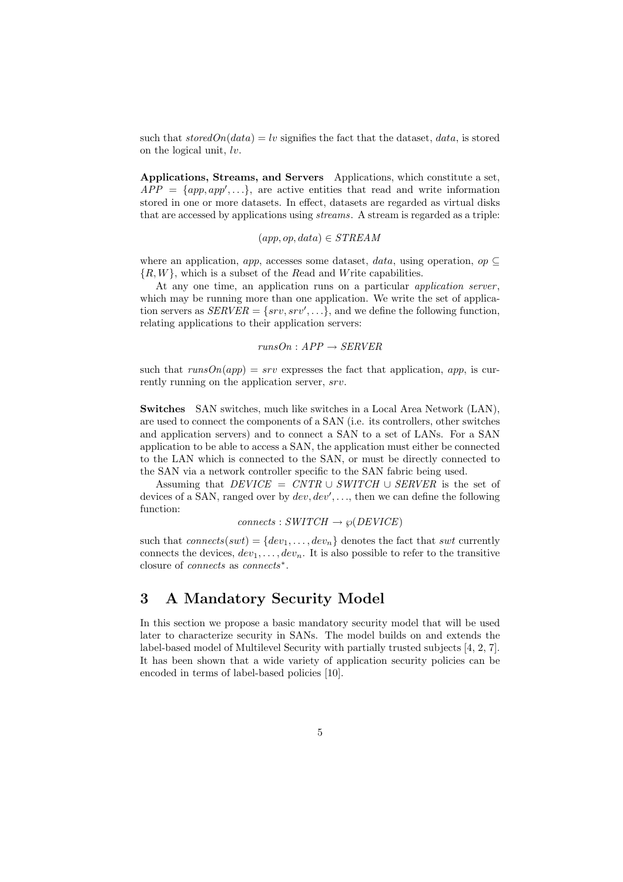such that $storedOn(data) = lv$ signifies the fact that the dataset, $data$, is stored on the logical unit, $lv$.

**Applications, Streams, and Servers** Applications, which constitute a set, $APP = \{app, app', \ldots\}$, are active entities that read and write information stored in one or more datasets. In effect, datasets are regarded as virtual disks that are accessed by applications using *streams*. A stream is regarded as a triple:

$$(app, op, data) \in STREAM$$

where an application, $app$, accesses some dataset, $data$, using operation, $op \subseteq \{R, W\}$, which is a subset of the *R*ead and *W*rite capabilities.

At any one time, an application runs on a particular *application server*, which may be running more than one application. We write the set of application servers as $SERVER = \{srv, srv', \ldots\}$, and we define the following function, relating applications to their application servers:

$$runsOn : APP \rightarrow SERVER$$

such that $runsOn(app) = srv$ expresses the fact that application, $app$, is currently running on the application server, $srv$.

**Switches** SAN switches, much like switches in a Local Area Network (LAN), are used to connect the components of a SAN (i.e. its controllers, other switches and application servers) and to connect a SAN to a set of LANs. For a SAN application to be able to access a SAN, the application must either be connected to the LAN which is connected to the SAN, or must be directly connected to the SAN via a network controller specific to the SAN fabric being used.

Assuming that $DEVICE = CNTR \cup SWITCH \cup SERVER$ is the set of devices of a SAN, ranged over by $dev, dev', \ldots$, then we can define the following function:

$$connects : SWITCH \rightarrow \wp(DEVICE)$$

such that $connects(swt) = \{dev_1, \ldots, dev_n\}$ denotes the fact that $swt$ currently connects the devices, $dev_1, \ldots, dev_n$. It is also possible to refer to the transitive closure of $connects$ as $connects^*$.

## 3 A Mandatory Security Model

In this section we propose a basic mandatory security model that will be used later to characterize security in SANs. The model builds on and extends the label-based model of Multilevel Security with partially trusted subjects [4, 2, 7]. It has been shown that a wide variety of application security policies can be encoded in terms of label-based policies [10].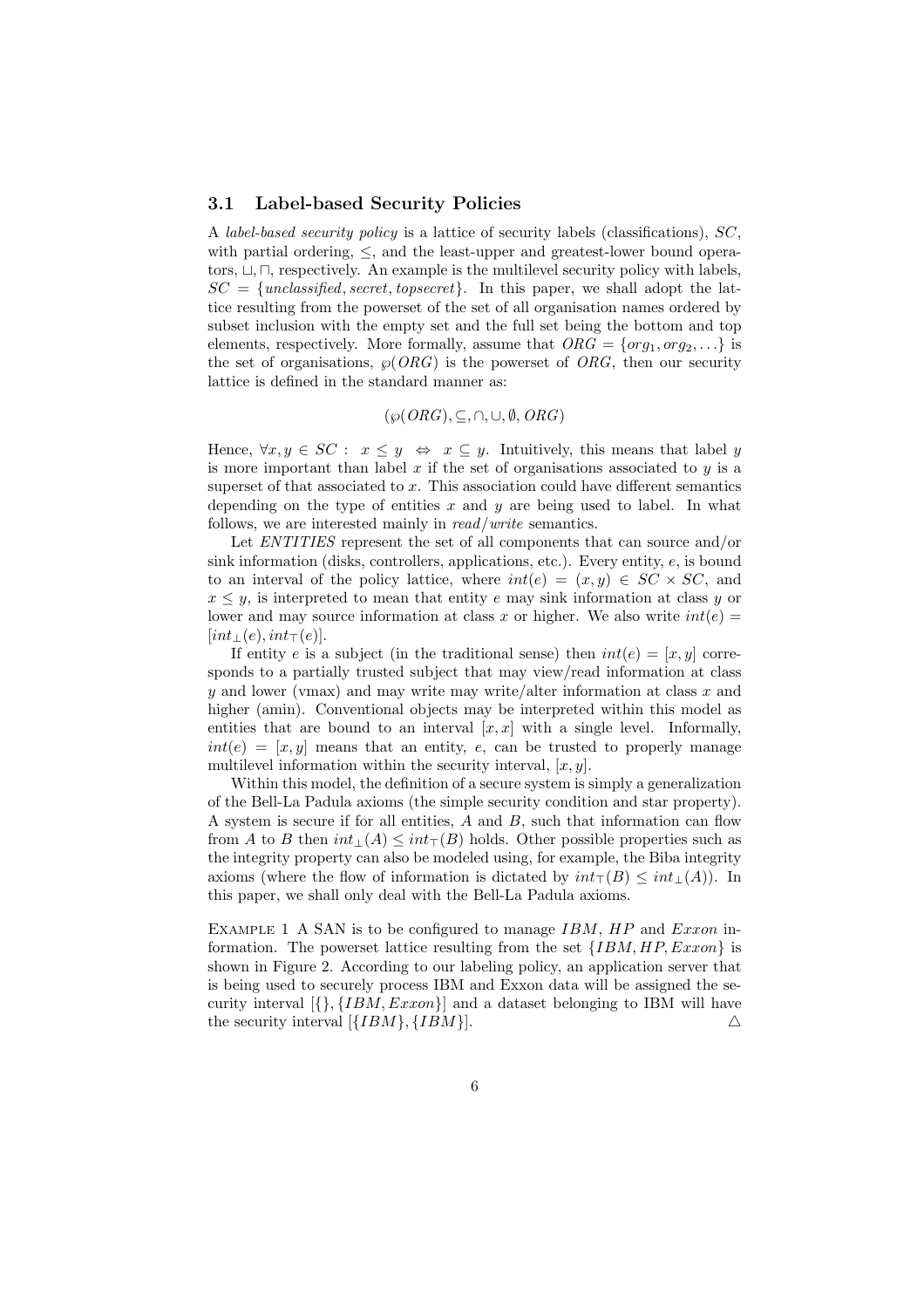### 3.1 Label-based Security Policies

A *label-based security policy* is a lattice of security labels (classifications), $SC$, with partial ordering, $\leq$, and the least-upper and greatest-lower bound operators, $\sqcup, \sqcap$, respectively. An example is the multilevel security policy with labels, $SC = \{\mathit{unclassified}, \mathit{secret}, \mathit{topsecret}\}$. In this paper, we shall adopt the lattice resulting from the powerset of the set of all organisation names ordered by subset inclusion with the empty set and the full set being the bottom and top elements, respectively. More formally, assume that $ORG = \{org_1, org_2, \ldots\}$ is the set of organisations, $\wp(ORG)$ is the powerset of $ORG$, then our security lattice is defined in the standard manner as:

$$(\wp(ORG), \subseteq, \cap, \cup, \emptyset, ORG)$$

Hence, $\forall x, y \in SC : \; x \leq y \;\Leftrightarrow\; x \subseteq y$. Intuitively, this means that label $y$ is more important than label $x$ if the set of organisations associated to $y$ is a superset of that associated to $x$. This association could have different semantics depending on the type of entities $x$ and $y$ are being used to label. In what follows, we are interested mainly in *read/write* semantics.

Let *ENTITIES* represent the set of all components that can source and/or sink information (disks, controllers, applications, etc.). Every entity, $e$, is bound to an interval of the policy lattice, where $int(e) = (x, y) \in SC \times SC$, and $x \leq y$, is interpreted to mean that entity $e$ may sink information at class $y$ or lower and may source information at class $x$ or higher. We also write $int(e) = [int_\bot(e), int_\top(e)]$.

If entity $e$ is a subject (in the traditional sense) then $int(e) = [x, y]$ corresponds to a partially trusted subject that may view/read information at class $y$ and lower (vmax) and may write may write/alter information at class $x$ and higher (amin). Conventional objects may be interpreted within this model as entities that are bound to an interval $[x, x]$ with a single level. Informally, $int(e) = [x, y]$ means that an entity, $e$, can be trusted to properly manage multilevel information within the security interval, $[x, y]$.

Within this model, the definition of a secure system is simply a generalization of the Bell-La Padula axioms (the simple security condition and star property). A system is secure if for all entities, $A$ and $B$, such that information can flow from $A$ to $B$ then $int_\bot(A) \leq int_\top(B)$ holds. Other possible properties such as the integrity property can also be modeled using, for example, the Biba integrity axioms (where the flow of information is dictated by $int_\top(B) \leq int_\bot(A)$). In this paper, we shall only deal with the Bell-La Padula axioms.

Example 1 A SAN is to be configured to manage $IBM$, $HP$ and $Exxon$ information. The powerset lattice resulting from the set $\{IBM, HP, Exxon\}$ is shown in Figure 2. According to our labeling policy, an application server that is being used to securely process IBM and Exxon data will be assigned the security interval $[\{\}, \{IBM, Exxon\}]$ and a dataset belonging to IBM will have the security interval $[\{IBM\}, \{IBM\}]$. $\triangle$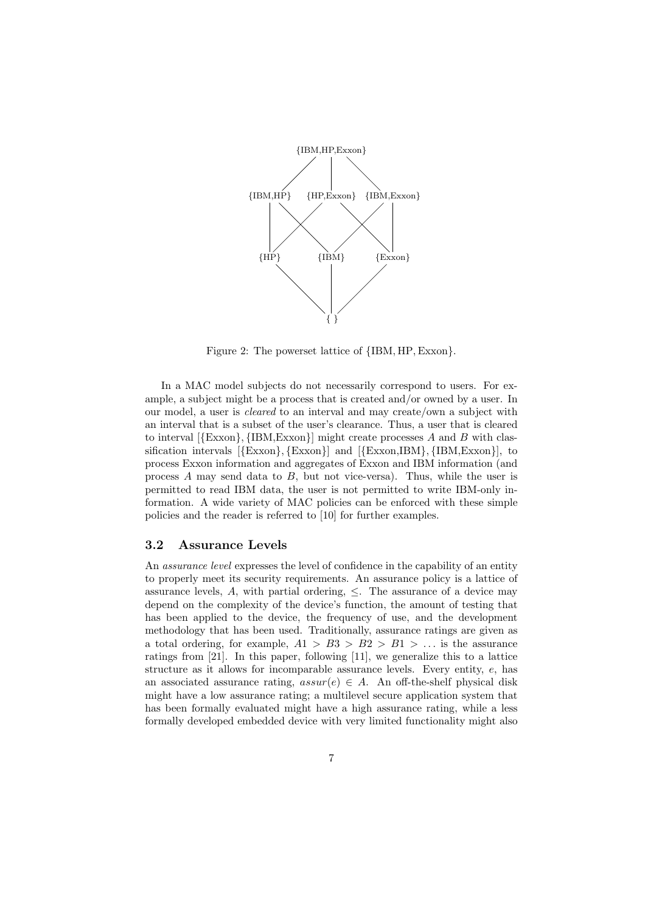Figure 2: The powerset lattice of {IBM, HP, Exxon}.

In a MAC model subjects do not necessarily correspond to users. For example, a subject might be a process that is created and/or owned by a user. In our model, a user is *cleared* to an interval and may create/own a subject with an interval that is a subset of the user's clearance. Thus, a user that is cleared to interval [{Exxon}, {IBM,Exxon}] might create processes $A$ and $B$ with classification intervals [{Exxon}, {Exxon}] and [{Exxon,IBM}, {IBM,Exxon}], to process Exxon information and aggregates of Exxon and IBM information (and process $A$ may send data to $B$, but not vice-versa). Thus, while the user is permitted to read IBM data, the user is not permitted to write IBM-only information. A wide variety of MAC policies can be enforced with these simple policies and the reader is referred to [10] for further examples.

### 3.2 Assurance Levels

An *assurance level* expresses the level of confidence in the capability of an entity to properly meet its security requirements. An assurance policy is a lattice of assurance levels, $A$, with partial ordering, $\leq$. The assurance of a device may depend on the complexity of the device's function, the amount of testing that has been applied to the device, the frequency of use, and the development methodology that has been used. Traditionally, assurance ratings are given as a total ordering, for example, $A1 > B3 > B2 > B1 > \ldots$ is the assurance ratings from [21]. In this paper, following [11], we generalize this to a lattice structure as it allows for incomparable assurance levels. Every entity, $e$, has an associated assurance rating, $assur(e) \in A$. An off-the-shelf physical disk might have a low assurance rating; a multilevel secure application system that has been formally evaluated might have a high assurance rating, while a less formally developed embedded device with very limited functionality might also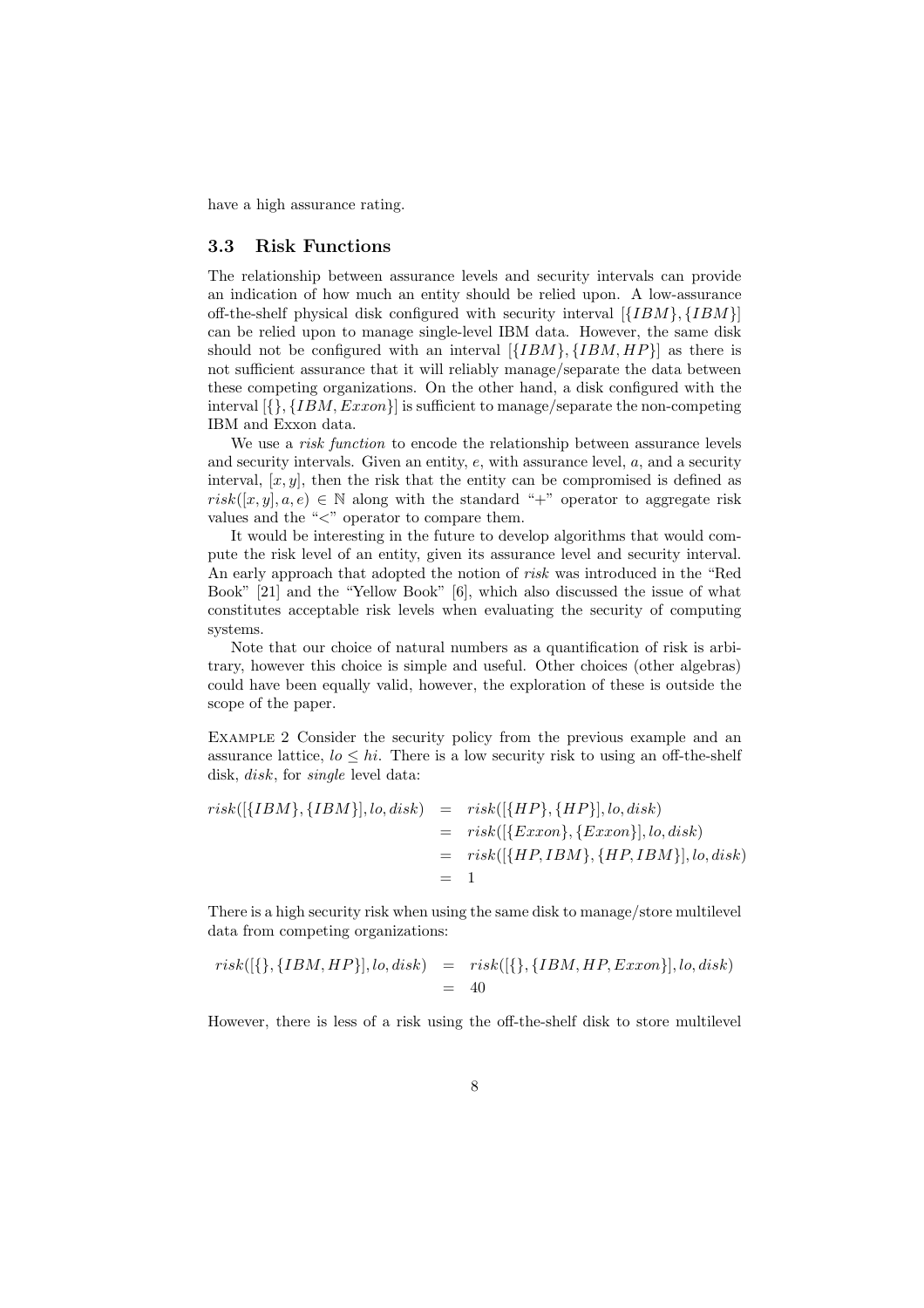have a high assurance rating.

### 3.3 Risk Functions

The relationship between assurance levels and security intervals can provide an indication of how much an entity should be relied upon. A low-assurance off-the-shelf physical disk configured with security interval $[\{IBM\}, \{IBM\}]$ can be relied upon to manage single-level IBM data. However, the same disk should not be configured with an interval $[\{IBM\}, \{IBM, HP\}]$ as there is not sufficient assurance that it will reliably manage/separate the data between these competing organizations. On the other hand, a disk configured with the interval $[\{\}, \{IBM, Exxon\}]$ is sufficient to manage/separate the non-competing IBM and Exxon data.

We use a *risk function* to encode the relationship between assurance levels and security intervals. Given an entity, $e$, with assurance level, $a$, and a security interval, $[x, y]$, then the risk that the entity can be compromised is defined as $risk([x, y], a, e) \in \mathbb{N}$ along with the standard "+" operator to aggregate risk values and the "<" operator to compare them.

It would be interesting in the future to develop algorithms that would compute the risk level of an entity, given its assurance level and security interval. An early approach that adopted the notion of *risk* was introduced in the "Red Book" [21] and the "Yellow Book" [6], which also discussed the issue of what constitutes acceptable risk levels when evaluating the security of computing systems.

Note that our choice of natural numbers as a quantification of risk is arbitrary, however this choice is simple and useful. Other choices (other algebras) could have been equally valid, however, the exploration of these is outside the scope of the paper.

Example 2 Consider the security policy from the previous example and an assurance lattice, $lo \leq hi$. There is a low security risk to using an off-the-shelf disk, *disk*, for *single* level data:

$$\begin{aligned}
risk([\{IBM\}, \{IBM\}], lo, disk) &= risk([\{HP\}, \{HP\}], lo, disk) \\
&= risk([\{Exxon\}, \{Exxon\}], lo, disk) \\
&= risk([\{HP, IBM\}, \{HP, IBM\}], lo, disk) \\
&= 1
\end{aligned}$$

There is a high security risk when using the same disk to manage/store multilevel data from competing organizations:

$$\begin{aligned}
risk([\{\}, \{IBM, HP\}], lo, disk) &= risk([\{\}, \{IBM, HP, Exxon\}], lo, disk) \\
&= 40
\end{aligned}$$

However, there is less of a risk using the off-the-shelf disk to store multilevel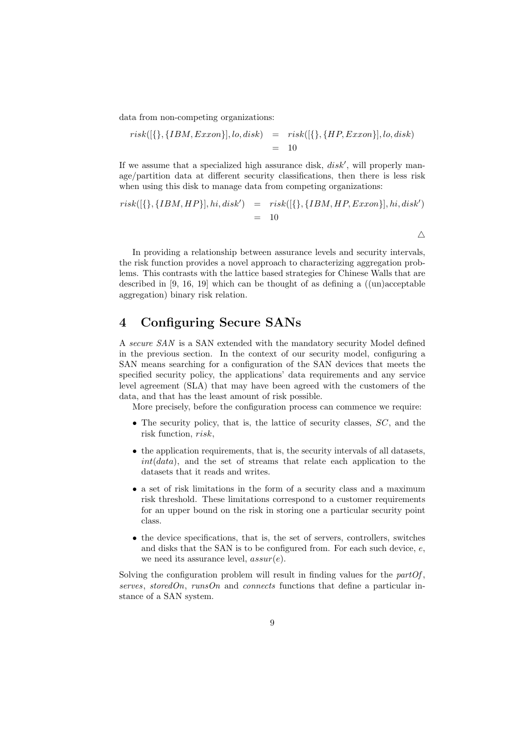data from non-competing organizations:

$$
\begin{aligned}
risk([\{\}, \{IBM, Exxon\}], lo, disk) &= risk([\{\}, \{HP, Exxon\}], lo, disk) \\
&= 10
\end{aligned}
$$

If we assume that a specialized high assurance disk, $disk'$, will properly manage/partition data at different security classifications, then there is less risk when using this disk to manage data from competing organizations:

$$
\begin{aligned}
risk([\{\}, \{IBM, HP\}], hi, disk') &= risk([\{\}, \{IBM, HP, Exxon\}], hi, disk') \\
&= 10
\end{aligned}
$$

$\triangle$

In providing a relationship between assurance levels and security intervals, the risk function provides a novel approach to characterizing aggregation problems. This contrasts with the lattice based strategies for Chinese Walls that are described in [9, 16, 19] which can be thought of as defining a ((un)acceptable aggregation) binary risk relation.

# 4 Configuring Secure SANs

A *secure SAN* is a SAN extended with the mandatory security Model defined in the previous section. In the context of our security model, configuring a SAN means searching for a configuration of the SAN devices that meets the specified security policy, the applications' data requirements and any service level agreement (SLA) that may have been agreed with the customers of the data, and that has the least amount of risk possible.

More precisely, before the configuration process can commence we require:

- The security policy, that is, the lattice of security classes, $SC$, and the risk function, $risk$,
- the application requirements, that is, the security intervals of all datasets, $int(data)$, and the set of streams that relate each application to the datasets that it reads and writes.
- a set of risk limitations in the form of a security class and a maximum risk threshold. These limitations correspond to a customer requirements for an upper bound on the risk in storing one a particular security point class.
- the device specifications, that is, the set of servers, controllers, switches and disks that the SAN is to be configured from. For each such device, $e$, we need its assurance level, $assur(e)$.

Solving the configuration problem will result in finding values for the *partOf*, *serves*, *storedOn*, *runsOn* and *connects* functions that define a particular instance of a SAN system.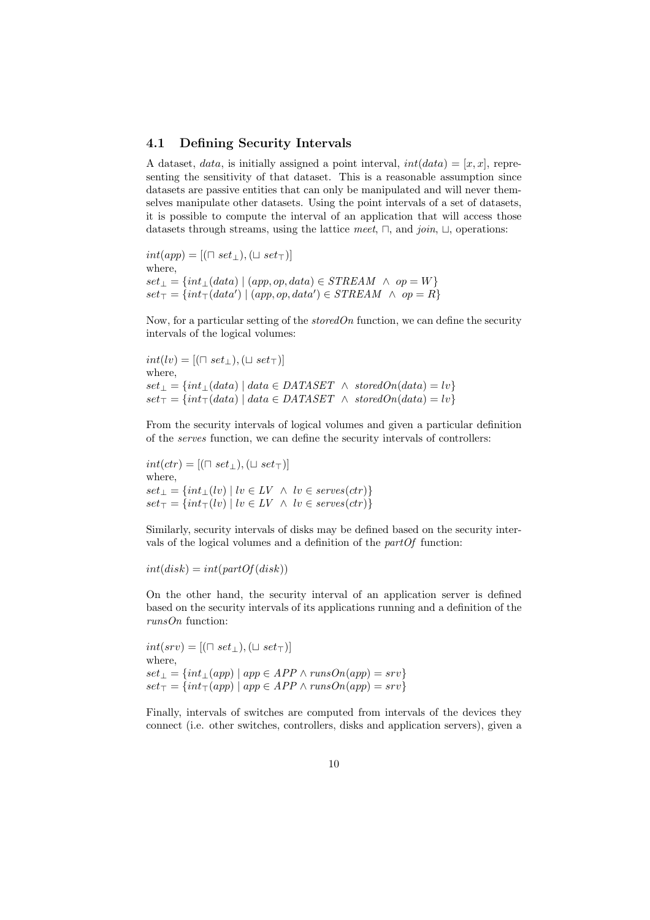### 4.1 Defining Security Intervals

A dataset, *data*, is initially assigned a point interval, $int(data) = [x, x]$, representing the sensitivity of that dataset. This is a reasonable assumption since datasets are passive entities that can only be manipulated and will never themselves manipulate other datasets. Using the point intervals of a set of datasets, it is possible to compute the interval of an application that will access those datasets through streams, using the lattice *meet*, $\sqcap$, and *join*, $\sqcup$, operations:

$int(app) = [(\sqcap\ set_\bot), (\sqcup\ set_\top)]$
where,
$set_\bot = \{int_\bot(data) \mid (app, op, data) \in STREAM\ \wedge\ op = W\}$
$set_\top = \{int_\top(data') \mid (app, op, data') \in STREAM\ \wedge\ op = R\}$

Now, for a particular setting of the *storedOn* function, we can define the security intervals of the logical volumes:

$int(lv) = [(\sqcap\ set_\bot), (\sqcup\ set_\top)]$
where,
$set_\bot = \{int_\bot(data) \mid data \in DATASET\ \wedge\ storedOn(data) = lv\}$
$set_\top = \{int_\top(data) \mid data \in DATASET\ \wedge\ storedOn(data) = lv\}$

From the security intervals of logical volumes and given a particular definition of the *serves* function, we can define the security intervals of controllers:

$int(ctr) = [(\sqcap\ set_\bot), (\sqcup\ set_\top)]$
where,
$set_\bot = \{int_\bot(lv) \mid lv \in LV\ \wedge\ lv \in serves(ctr)\}$
$set_\top = \{int_\top(lv) \mid lv \in LV\ \wedge\ lv \in serves(ctr)\}$

Similarly, security intervals of disks may be defined based on the security intervals of the logical volumes and a definition of the *partOf* function:

$int(disk) = int(partOf(disk))$

On the other hand, the security interval of an application server is defined based on the security intervals of its applications running and a definition of the *runsOn* function:

$int(srv) = [(\sqcap\ set_\bot), (\sqcup\ set_\top)]$
where,
$set_\bot = \{int_\bot(app) \mid app \in APP \wedge runsOn(app) = srv\}$
$set_\top = \{int_\top(app) \mid app \in APP \wedge runsOn(app) = srv\}$

Finally, intervals of switches are computed from intervals of the devices they connect (i.e. other switches, controllers, disks and application servers), given a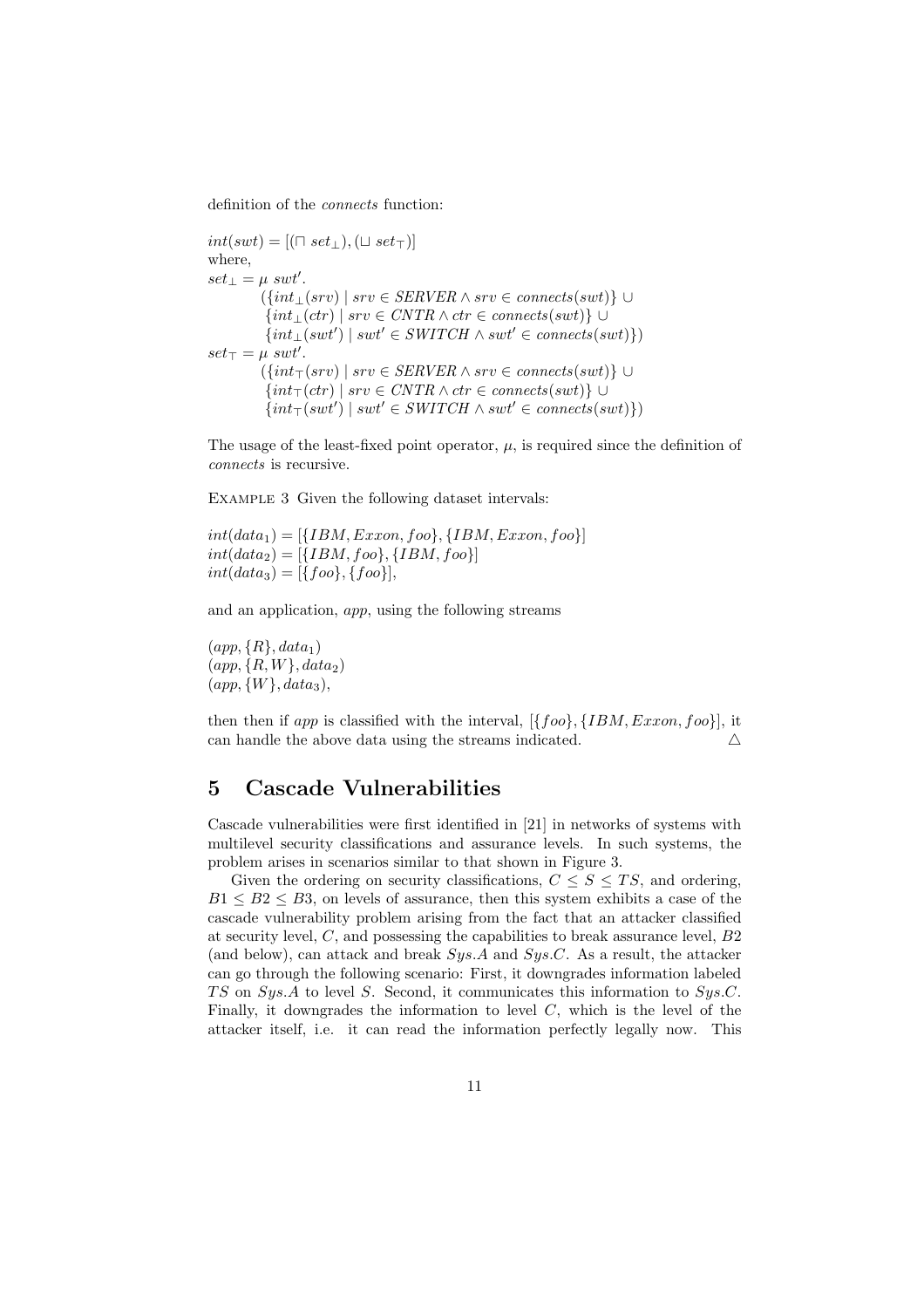definition of the *connects* function:

$$
\begin{aligned}
& int(swt) = [(\sqcap\ set_{\bot}), (\sqcup\ set_{\top})] \\
& \text{where,} \\
& set_{\bot} = \mu\ swt'. \\
& \qquad (\{int_{\bot}(srv) \mid srv \in SERVER \wedge srv \in connects(swt)\} \cup \\
& \qquad \{int_{\bot}(ctr) \mid srv \in CNTR \wedge ctr \in connects(swt)\} \cup \\
& \qquad \{int_{\bot}(swt') \mid swt' \in SWITCH \wedge swt' \in connects(swt)\}) \\
& set_{\top} = \mu\ swt'. \\
& \qquad (\{int_{\top}(srv) \mid srv \in SERVER \wedge srv \in connects(swt)\} \cup \\
& \qquad \{int_{\top}(ctr) \mid srv \in CNTR \wedge ctr \in connects(swt)\} \cup \\
& \qquad \{int_{\top}(swt') \mid swt' \in SWITCH \wedge swt' \in connects(swt)\})
\end{aligned}
$$

The usage of the least-fixed point operator, $\mu$, is required since the definition of *connects* is recursive.

Example 3 Given the following dataset intervals:

$$
\begin{aligned}
& int(data_1) = [\{IBM, Exxon, foo\}, \{IBM, Exxon, foo\}] \\
& int(data_2) = [\{IBM, foo\}, \{IBM, foo\}] \\
& int(data_3) = [\{foo\}, \{foo\}],
\end{aligned}
$$

and an application, *app*, using the following streams

$$
\begin{aligned}
& (app, \{R\}, data_1) \\
& (app, \{R, W\}, data_2) \\
& (app, \{W\}, data_3),
\end{aligned}
$$

then then if *app* is classified with the interval, $[\{foo\}, \{IBM, Exxon, foo\}]$, it can handle the above data using the streams indicated. △

## 5 Cascade Vulnerabilities

Cascade vulnerabilities were first identified in [21] in networks of systems with multilevel security classifications and assurance levels. In such systems, the problem arises in scenarios similar to that shown in Figure 3.

Given the ordering on security classifications, $C \leq S \leq TS$, and ordering, $B1 \leq B2 \leq B3$, on levels of assurance, then this system exhibits a case of the cascade vulnerability problem arising from the fact that an attacker classified at security level, $C$, and possessing the capabilities to break assurance level, $B2$ (and below), can attack and break $Sys.A$ and $Sys.C$. As a result, the attacker can go through the following scenario: First, it downgrades information labeled $TS$ on $Sys.A$ to level $S$. Second, it communicates this information to $Sys.C$. Finally, it downgrades the information to level $C$, which is the level of the attacker itself, i.e. it can read the information perfectly legally now. This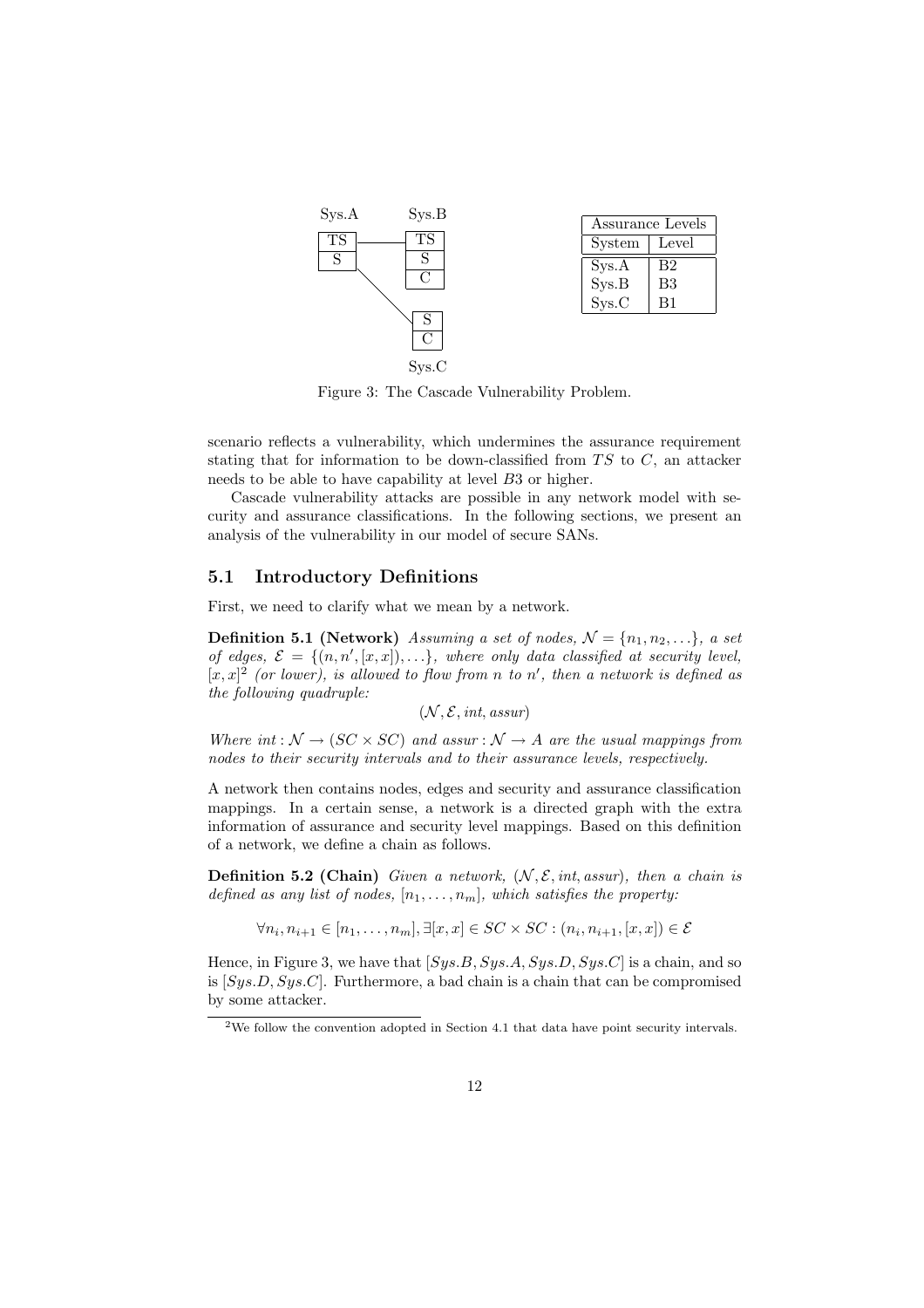| Assurance Levels | |
|---|---|
| System | Level |
| Sys.A | B2 |
| Sys.B | B3 |
| Sys.C | B1 |

Figure 3: The Cascade Vulnerability Problem.

scenario reflects a vulnerability, which undermines the assurance requirement stating that for information to be down-classified from $TS$ to $C$, an attacker needs to be able to have capability at level $B3$ or higher.

Cascade vulnerability attacks are possible in any network model with security and assurance classifications. In the following sections, we present an analysis of the vulnerability in our model of secure SANs.

## 5.1 Introductory Definitions

First, we need to clarify what we mean by a network.

**Definition 5.1 (Network)** *Assuming a set of nodes,* $\mathcal{N} = \{n_1, n_2, \ldots\}$*, a set of edges,* $\mathcal{E} = \{(n, n', [x, x]), \ldots\}$*, where only data classified at security level,* $[x, x]$[2] *(or lower), is allowed to flow from* $n$ *to* $n'$*, then a network is defined as the following quadruple:*

$$(\mathcal{N}, \mathcal{E}, int, assur)$$

*Where* $int : \mathcal{N} \rightarrow (SC \times SC)$ *and* $assur : \mathcal{N} \rightarrow A$ *are the usual mappings from nodes to their security intervals and to their assurance levels, respectively.*

A network then contains nodes, edges and security and assurance classification mappings. In a certain sense, a network is a directed graph with the extra information of assurance and security level mappings. Based on this definition of a network, we define a chain as follows.

**Definition 5.2 (Chain)** *Given a network,* $(\mathcal{N}, \mathcal{E}, int, assur)$*, then a chain is defined as any list of nodes,* $[n_1, \ldots, n_m]$*, which satisfies the property:*

$$\forall n_i, n_{i+1} \in [n_1, \ldots, n_m], \exists [x, x] \in SC \times SC : (n_i, n_{i+1}, [x, x]) \in \mathcal{E}$$

Hence, in Figure 3, we have that $[Sys.B, Sys.A, Sys.D, Sys.C]$ is a chain, and so is $[Sys.D, Sys.C]$. Furthermore, a bad chain is a chain that can be compromised by some attacker.

[2] We follow the convention adopted in Section 4.1 that data have point security intervals.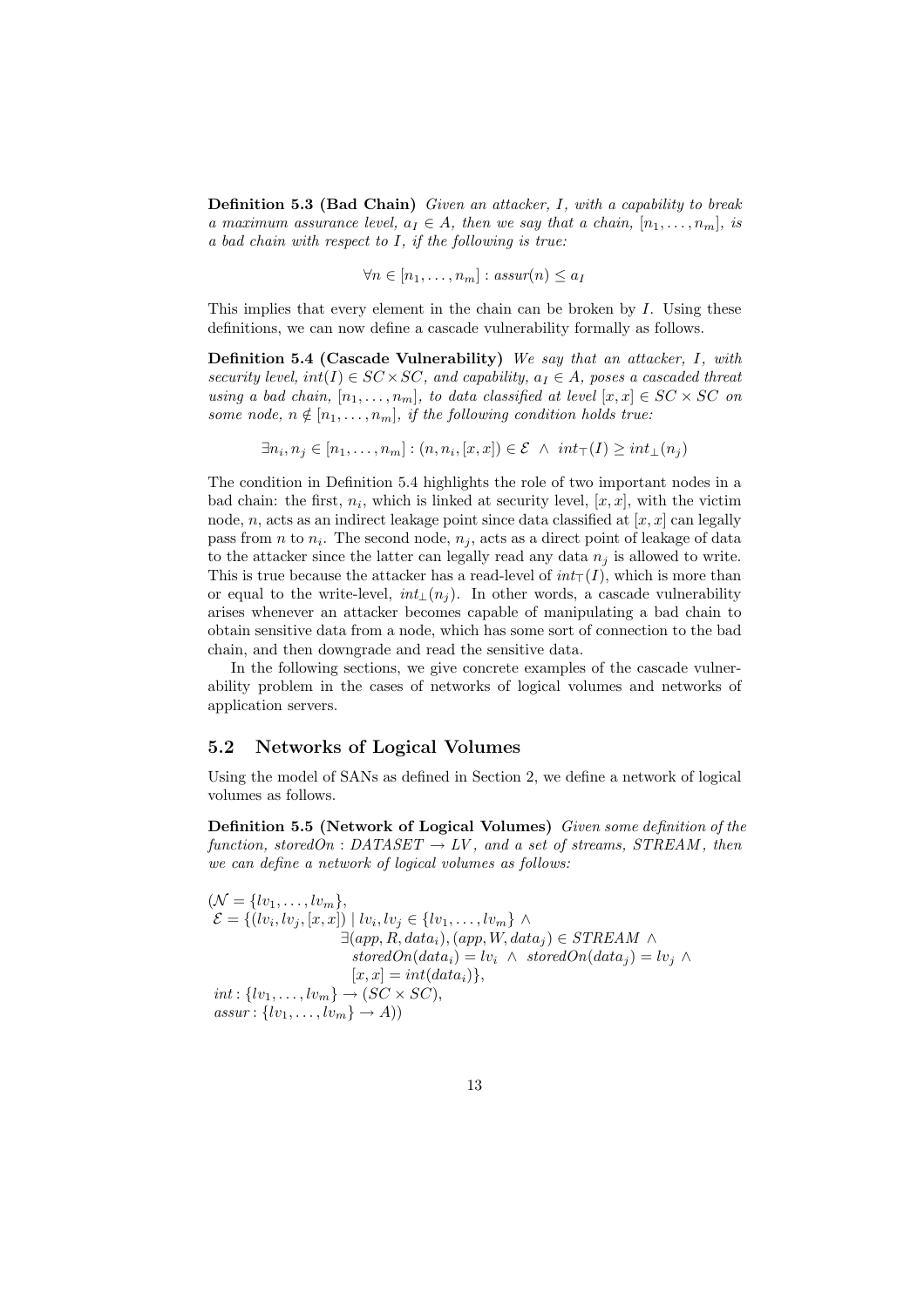**Definition 5.3 (Bad Chain)** *Given an attacker, $I$, with a capability to break a maximum assurance level, $a_I \in A$, then we say that a chain, $[n_1, \ldots, n_m]$, is a bad chain with respect to $I$, if the following is true:*

$$\forall n \in [n_1, \ldots, n_m] : assur(n) \leq a_I$$

This implies that every element in the chain can be broken by $I$. Using these definitions, we can now define a cascade vulnerability formally as follows.

**Definition 5.4 (Cascade Vulnerability)** *We say that an attacker, $I$, with security level, $int(I) \in SC \times SC$, and capability, $a_I \in A$, poses a cascaded threat using a bad chain, $[n_1, \ldots, n_m]$, to data classified at level $[x, x] \in SC \times SC$ on some node, $n \notin [n_1, \ldots, n_m]$, if the following condition holds true:*

$$\exists n_i, n_j \in [n_1, \ldots, n_m] : (n, n_i, [x, x]) \in \mathcal{E} \ \wedge \ int_{\top}(I) \geq int_{\bot}(n_j)$$

The condition in Definition 5.4 highlights the role of two important nodes in a bad chain: the first, $n_i$, which is linked at security level, $[x, x]$, with the victim node, $n$, acts as an indirect leakage point since data classified at $[x, x]$ can legally pass from $n$ to $n_i$. The second node, $n_j$, acts as a direct point of leakage of data to the attacker since the latter can legally read any data $n_j$ is allowed to write. This is true because the attacker has a read-level of $int_{\top}(I)$, which is more than or equal to the write-level, $int_{\bot}(n_j)$. In other words, a cascade vulnerability arises whenever an attacker becomes capable of manipulating a bad chain to obtain sensitive data from a node, which has some sort of connection to the bad chain, and then downgrade and read the sensitive data.

In the following sections, we give concrete examples of the cascade vulnerability problem in the cases of networks of logical volumes and networks of application servers.

## 5.2 Networks of Logical Volumes

Using the model of SANs as defined in Section 2, we define a network of logical volumes as follows.

**Definition 5.5 (Network of Logical Volumes)** *Given some definition of the function, $storedOn : DATASET \rightarrow LV$, and a set of streams, $STREAM$, then we can define a network of logical volumes as follows:*

$$
\begin{aligned}
(&\mathcal{N} = \{lv_1, \ldots, lv_m\},\\
&\mathcal{E} = \{(lv_i, lv_j, [x, x]) \mid lv_i, lv_j \in \{lv_1, \ldots, lv_m\} \ \wedge\\
&\qquad \exists (app, R, data_i), (app, W, data_j) \in STREAM \ \wedge\\
&\qquad\quad storedOn(data_i) = lv_i \ \wedge \ storedOn(data_j) = lv_j \ \wedge\\
&\qquad\quad [x, x] = int(data_i)\},\\
&int : \{lv_1, \ldots, lv_m\} \rightarrow (SC \times SC),\\
&assur : \{lv_1, \ldots, lv_m\} \rightarrow A))
\end{aligned}
$$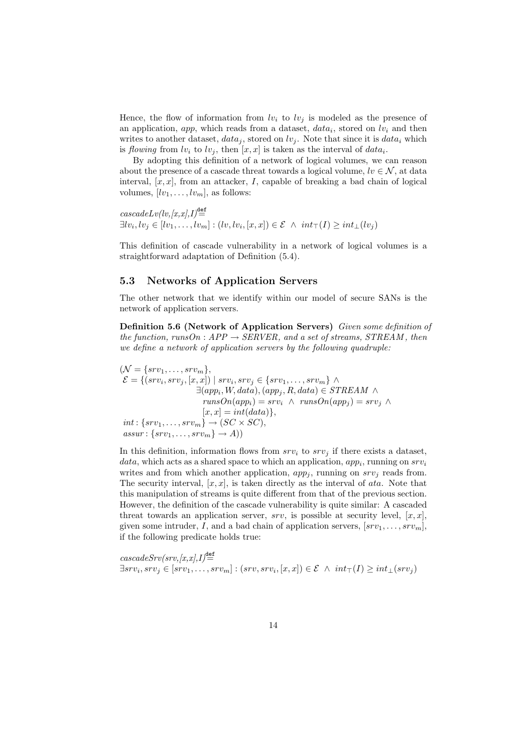Hence, the flow of information from $lv_i$ to $lv_j$ is modeled as the presence of an application, $app$, which reads from a dataset, $data_i$, stored on $lv_i$ and then writes to another dataset, $data_j$, stored on $lv_j$. Note that since it is $data_i$ which is *flowing* from $lv_i$ to $lv_j$, then $[x, x]$ is taken as the interval of $data_i$.

By adopting this definition of a network of logical volumes, we can reason about the presence of a cascade threat towards a logical volume, $lv \in \mathcal{N}$, at data interval, $[x, x]$, from an attacker, $I$, capable of breaking a bad chain of logical volumes, $[lv_1, \ldots, lv_m]$, as follows:

$$
\begin{aligned}
&cascadeLv(lv,[x,x],I) \stackrel{\text{def}}{=} \\
&\exists lv_i, lv_j \in [lv_1, \ldots, lv_m] : (lv, lv_i, [x,x]) \in \mathcal{E} \ \wedge \ int_\top(I) \geq int_\bot(lv_j)
\end{aligned}
$$

This definition of cascade vulnerability in a network of logical volumes is a straightforward adaptation of Definition (5.4).

## 5.3 Networks of Application Servers

The other network that we identify within our model of secure SANs is the network of application servers.

**Definition 5.6 (Network of Application Servers)** *Given some definition of the function, $runsOn : APP \rightarrow SERVER$, and a set of streams, $STREAM$, then we define a network of application servers by the following quadruple:*

$$
\begin{aligned}
(&\mathcal{N} = \{srv_1, \ldots, srv_m\}, \\
&\mathcal{E} = \{(srv_i, srv_j, [x,x]) \mid srv_i, srv_j \in \{srv_1, \ldots, srv_m\} \ \wedge \\
&\qquad \exists (app_i, W, data), (app_j, R, data) \in STREAM \ \wedge \\
&\qquad runsOn(app_i) = srv_i \ \wedge \ runsOn(app_j) = srv_j \ \wedge \\
&\qquad [x,x] = int(data)\}, \\
&int : \{srv_1, \ldots, srv_m\} \rightarrow (SC \times SC), \\
&assur : \{srv_1, \ldots, srv_m\} \rightarrow A))
\end{aligned}
$$

In this definition, information flows from $srv_i$ to $srv_j$ if there exists a dataset, $data$, which acts as a shared space to which an application, $app_i$, running on $srv_i$ writes and from which another application, $app_j$, running on $srv_j$ reads from. The security interval, $[x, x]$, is taken directly as the interval of $ata$. Note that this manipulation of streams is quite different from that of the previous section. However, the definition of the cascade vulnerability is quite similar: A cascaded threat towards an application server, $srv$, is possible at security level, $[x, x]$, given some intruder, $I$, and a bad chain of application servers, $[srv_1, \ldots, srv_m]$, if the following predicate holds true:

$$
\begin{aligned}
&cascadeSrv(srv,[x,x],I) \stackrel{\text{def}}{=} \\
&\exists srv_i, srv_j \in [srv_1, \ldots, srv_m] : (srv, srv_i, [x,x]) \in \mathcal{E} \ \wedge \ int_\top(I) \geq int_\bot(srv_j)
\end{aligned}
$$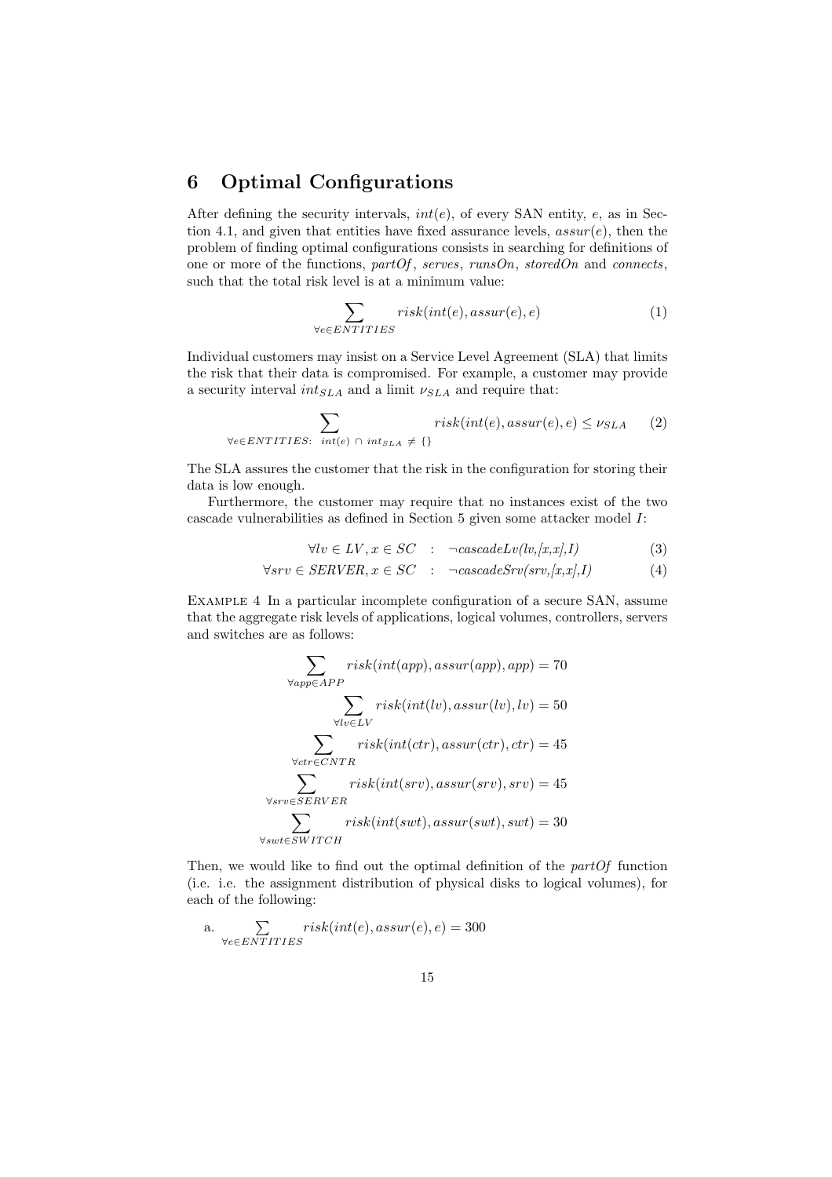## 6 Optimal Configurations

After defining the security intervals, $int(e)$, of every SAN entity, $e$, as in Section 4.1, and given that entities have fixed assurance levels, $assur(e)$, then the problem of finding optimal configurations consists in searching for definitions of one or more of the functions, *partOf*, *serves*, *runsOn*, *storedOn* and *connects*, such that the total risk level is at a minimum value:

$$\sum_{\forall e \in ENTITIES} risk(int(e), assur(e), e) \tag{1}$$

Individual customers may insist on a Service Level Agreement (SLA) that limits the risk that their data is compromised. For example, a customer may provide a security interval $int_{SLA}$ and a limit $\nu_{SLA}$ and require that:

$$\sum_{\forall e \in ENTITIES:\ int(e)\ \cap\ int_{SLA}\ \neq\ \{\}} risk(int(e), assur(e), e) \leq \nu_{SLA} \tag{2}$$

The SLA assures the customer that the risk in the configuration for storing their data is low enough.

Furthermore, the customer may require that no instances exist of the two cascade vulnerabilities as defined in Section 5 given some attacker model $I$:

$$\forall lv \in LV, x \in SC \quad : \quad \neg cascadeLv(lv,[x,x],I) \tag{3}$$

$$\forall srv \in SERVER, x \in SC \quad : \quad \neg cascadeSrv(srv,[x,x],I) \tag{4}$$

Example 4 In a particular incomplete configuration of a secure SAN, assume that the aggregate risk levels of applications, logical volumes, controllers, servers and switches are as follows:

$$\sum_{\forall app \in APP} risk(int(app), assur(app), app) = 70$$

$$\sum_{\forall lv \in LV} risk(int(lv), assur(lv), lv) = 50$$

$$\sum_{\forall ctr \in CNTR} risk(int(ctr), assur(ctr), ctr) = 45$$

$$\sum_{\forall srv \in SERVER} risk(int(srv), assur(srv), srv) = 45$$

$$\sum_{\forall swt \in SWITCH} risk(int(swt), assur(swt), swt) = 30$$

Then, we would like to find out the optimal definition of the *partOf* function (i.e. i.e. the assignment distribution of physical disks to logical volumes), for each of the following:

a. $\sum_{\forall e \in ENTITIES} risk(int(e), assur(e), e) = 300$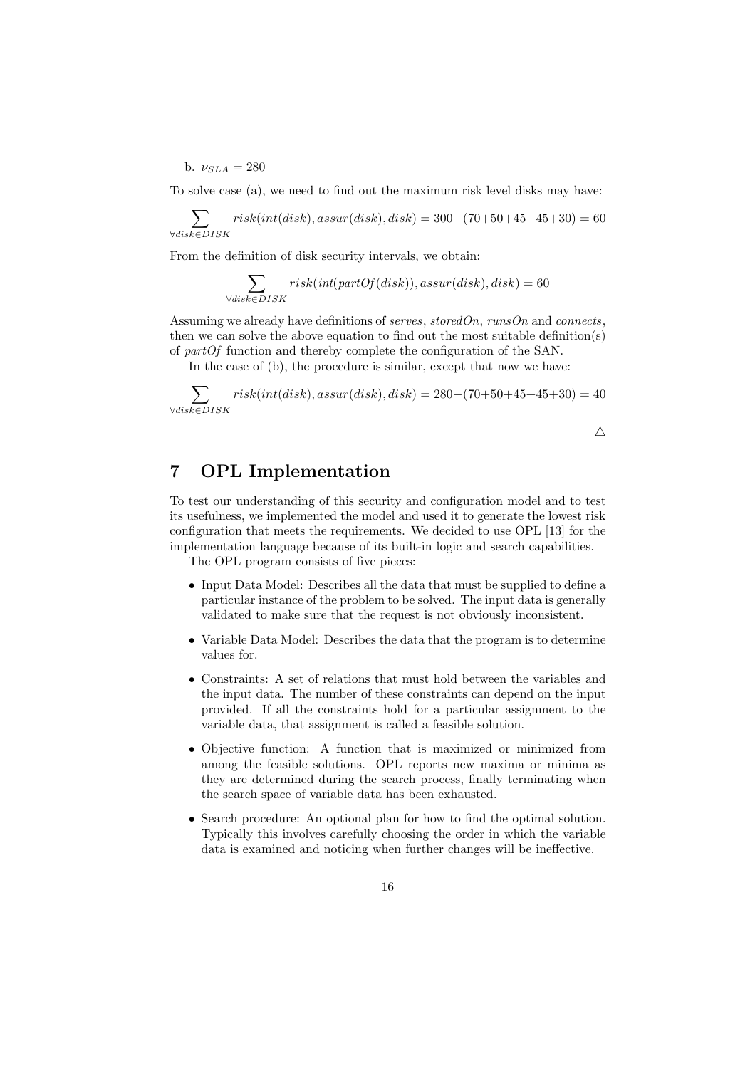b. $\nu_{SLA} = 280$

To solve case (a), we need to find out the maximum risk level disks may have:

$$\sum_{\forall disk \in DISK} risk(int(disk), assur(disk), disk) = 300 - (70+50+45+45+30) = 60$$

From the definition of disk security intervals, we obtain:

$$\sum_{\forall disk \in DISK} risk(int(partOf(disk)), assur(disk), disk) = 60$$

Assuming we already have definitions of *serves*, *storedOn*, *runsOn* and *connects*, then we can solve the above equation to find out the most suitable definition(s) of *partOf* function and thereby complete the configuration of the SAN.

In the case of (b), the procedure is similar, except that now we have:

$$\sum_{\forall disk \in DISK} risk(int(disk), assur(disk), disk) = 280 - (70+50+45+45+30) = 40$$

△

# 7 OPL Implementation

To test our understanding of this security and configuration model and to test its usefulness, we implemented the model and used it to generate the lowest risk configuration that meets the requirements. We decided to use OPL [13] for the implementation language because of its built-in logic and search capabilities.

The OPL program consists of five pieces:

- Input Data Model: Describes all the data that must be supplied to define a particular instance of the problem to be solved. The input data is generally validated to make sure that the request is not obviously inconsistent.
- Variable Data Model: Describes the data that the program is to determine values for.
- Constraints: A set of relations that must hold between the variables and the input data. The number of these constraints can depend on the input provided. If all the constraints hold for a particular assignment to the variable data, that assignment is called a feasible solution.
- Objective function: A function that is maximized or minimized from among the feasible solutions. OPL reports new maxima or minima as they are determined during the search process, finally terminating when the search space of variable data has been exhausted.
- Search procedure: An optional plan for how to find the optimal solution. Typically this involves carefully choosing the order in which the variable data is examined and noticing when further changes will be ineffective.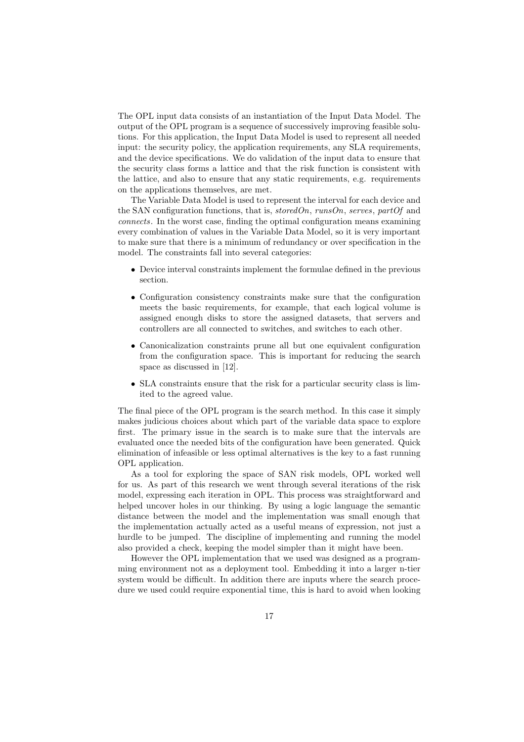The OPL input data consists of an instantiation of the Input Data Model. The output of the OPL program is a sequence of successively improving feasible solutions. For this application, the Input Data Model is used to represent all needed input: the security policy, the application requirements, any SLA requirements, and the device specifications. We do validation of the input data to ensure that the security class forms a lattice and that the risk function is consistent with the lattice, and also to ensure that any static requirements, e.g. requirements on the applications themselves, are met.

The Variable Data Model is used to represent the interval for each device and the SAN configuration functions, that is, *storedOn*, *runsOn*, *serves*, *partOf* and *connects*. In the worst case, finding the optimal configuration means examining every combination of values in the Variable Data Model, so it is very important to make sure that there is a minimum of redundancy or over specification in the model. The constraints fall into several categories:

- Device interval constraints implement the formulae defined in the previous section.
- Configuration consistency constraints make sure that the configuration meets the basic requirements, for example, that each logical volume is assigned enough disks to store the assigned datasets, that servers and controllers are all connected to switches, and switches to each other.
- Canonicalization constraints prune all but one equivalent configuration from the configuration space. This is important for reducing the search space as discussed in [12].
- SLA constraints ensure that the risk for a particular security class is limited to the agreed value.

The final piece of the OPL program is the search method. In this case it simply makes judicious choices about which part of the variable data space to explore first. The primary issue in the search is to make sure that the intervals are evaluated once the needed bits of the configuration have been generated. Quick elimination of infeasible or less optimal alternatives is the key to a fast running OPL application.

As a tool for exploring the space of SAN risk models, OPL worked well for us. As part of this research we went through several iterations of the risk model, expressing each iteration in OPL. This process was straightforward and helped uncover holes in our thinking. By using a logic language the semantic distance between the model and the implementation was small enough that the implementation actually acted as a useful means of expression, not just a hurdle to be jumped. The discipline of implementing and running the model also provided a check, keeping the model simpler than it might have been.

However the OPL implementation that we used was designed as a programming environment not as a deployment tool. Embedding it into a larger n-tier system would be difficult. In addition there are inputs where the search procedure we used could require exponential time, this is hard to avoid when looking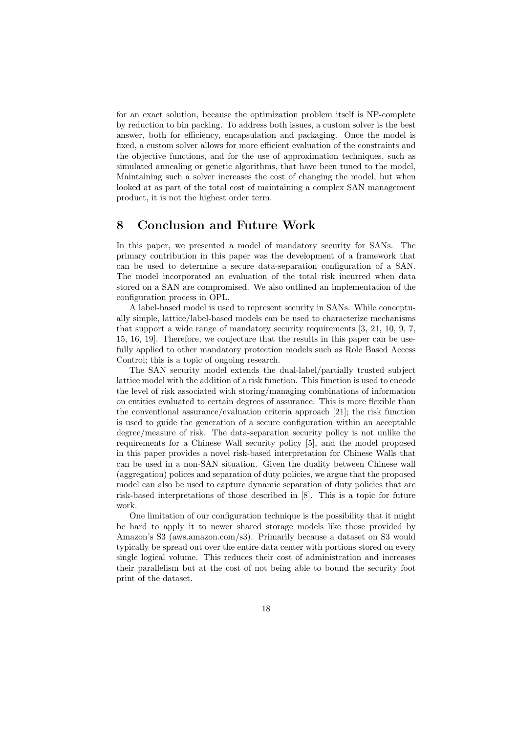for an exact solution, because the optimization problem itself is NP-complete by reduction to bin packing. To address both issues, a custom solver is the best answer, both for efficiency, encapsulation and packaging. Once the model is fixed, a custom solver allows for more efficient evaluation of the constraints and the objective functions, and for the use of approximation techniques, such as simulated annealing or genetic algorithms, that have been tuned to the model, Maintaining such a solver increases the cost of changing the model, but when looked at as part of the total cost of maintaining a complex SAN management product, it is not the highest order term.

# 8 Conclusion and Future Work

In this paper, we presented a model of mandatory security for SANs. The primary contribution in this paper was the development of a framework that can be used to determine a secure data-separation configuration of a SAN. The model incorporated an evaluation of the total risk incurred when data stored on a SAN are compromised. We also outlined an implementation of the configuration process in OPL.

A label-based model is used to represent security in SANs. While conceptually simple, lattice/label-based models can be used to characterize mechanisms that support a wide range of mandatory security requirements [3, 21, 10, 9, 7, 15, 16, 19]. Therefore, we conjecture that the results in this paper can be usefully applied to other mandatory protection models such as Role Based Access Control; this is a topic of ongoing research.

The SAN security model extends the dual-label/partially trusted subject lattice model with the addition of a risk function. This function is used to encode the level of risk associated with storing/managing combinations of information on entities evaluated to certain degrees of assurance. This is more flexible than the conventional assurance/evaluation criteria approach [21]; the risk function is used to guide the generation of a secure configuration within an acceptable degree/measure of risk. The data-separation security policy is not unlike the requirements for a Chinese Wall security policy [5], and the model proposed in this paper provides a novel risk-based interpretation for Chinese Walls that can be used in a non-SAN situation. Given the duality between Chinese wall (aggregation) polices and separation of duty policies, we argue that the proposed model can also be used to capture dynamic separation of duty policies that are risk-based interpretations of those described in [8]. This is a topic for future work.

One limitation of our configuration technique is the possibility that it might be hard to apply it to newer shared storage models like those provided by Amazon's S3 (aws.amazon.com/s3). Primarily because a dataset on S3 would typically be spread out over the entire data center with portions stored on every single logical volume. This reduces their cost of administration and increases their parallelism but at the cost of not being able to bound the security foot print of the dataset.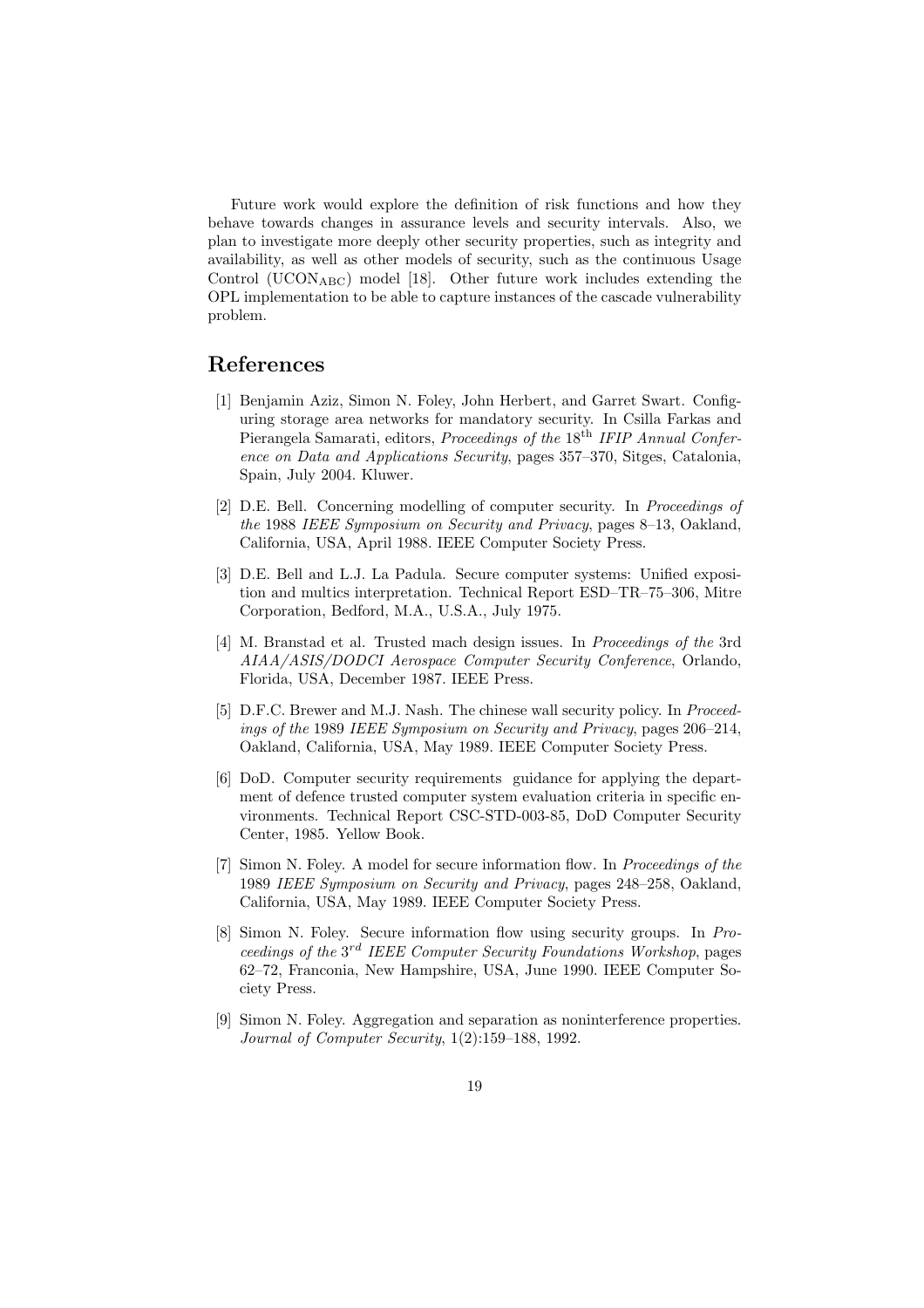Future work would explore the definition of risk functions and how they behave towards changes in assurance levels and security intervals. Also, we plan to investigate more deeply other security properties, such as integrity and availability, as well as other models of security, such as the continuous Usage Control ($UCON_{ABC}$) model [18]. Other future work includes extending the OPL implementation to be able to capture instances of the cascade vulnerability problem.

# References

[1] Benjamin Aziz, Simon N. Foley, John Herbert, and Garret Swart. Configuring storage area networks for mandatory security. In Csilla Farkas and Pierangela Samarati, editors, *Proceedings of the* $18^{\text{th}}$ *IFIP Annual Conference on Data and Applications Security*, pages 357–370, Sitges, Catalonia, Spain, July 2004. Kluwer.

[2] D.E. Bell. Concerning modelling of computer security. In *Proceedings of the* 1988 *IEEE Symposium on Security and Privacy*, pages 8–13, Oakland, California, USA, April 1988. IEEE Computer Society Press.

[3] D.E. Bell and L.J. La Padula. Secure computer systems: Unified exposition and multics interpretation. Technical Report ESD–TR–75–306, Mitre Corporation, Bedford, M.A., U.S.A., July 1975.

[4] M. Branstad et al. Trusted mach design issues. In *Proceedings of the* 3rd *AIAA/ASIS/DODCI Aerospace Computer Security Conference*, Orlando, Florida, USA, December 1987. IEEE Press.

[5] D.F.C. Brewer and M.J. Nash. The chinese wall security policy. In *Proceedings of the* 1989 *IEEE Symposium on Security and Privacy*, pages 206–214, Oakland, California, USA, May 1989. IEEE Computer Society Press.

[6] DoD. Computer security requirements guidance for applying the department of defence trusted computer system evaluation criteria in specific environments. Technical Report CSC-STD-003-85, DoD Computer Security Center, 1985. Yellow Book.

[7] Simon N. Foley. A model for secure information flow. In *Proceedings of the* 1989 *IEEE Symposium on Security and Privacy*, pages 248–258, Oakland, California, USA, May 1989. IEEE Computer Society Press.

[8] Simon N. Foley. Secure information flow using security groups. In *Proceedings of the* $3^{rd}$ *IEEE Computer Security Foundations Workshop*, pages 62–72, Franconia, New Hampshire, USA, June 1990. IEEE Computer Society Press.

[9] Simon N. Foley. Aggregation and separation as noninterference properties. *Journal of Computer Security*, 1(2):159–188, 1992.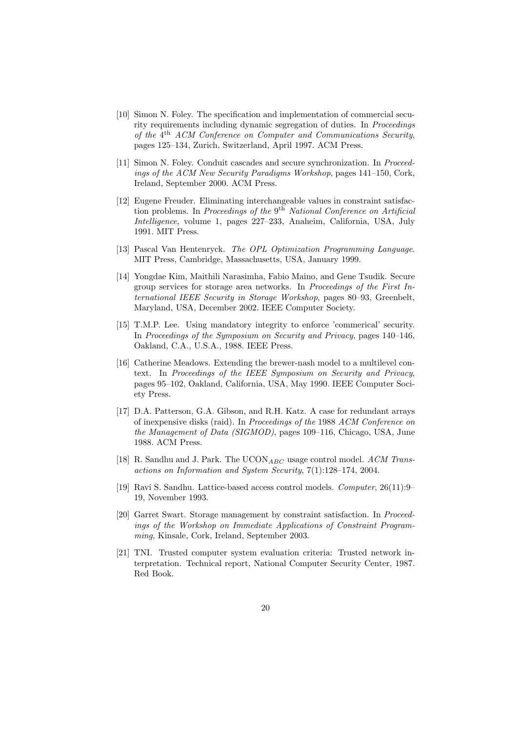[10] Simon N. Foley. The specification and implementation of commercial security requirements including dynamic segregation of duties. In *Proceedings of the* 4[th] *ACM Conference on Computer and Communications Security*, pages 125–134, Zurich, Switzerland, April 1997. ACM Press.

[11] Simon N. Foley. Conduit cascades and secure synchronization. In *Proceedings of the ACM New Security Paradigms Workshop*, pages 141–150, Cork, Ireland, September 2000. ACM Press.

[12] Eugene Freuder. Eliminating interchangeable values in constraint satisfaction problems. In *Proceedings of the* 9[th] *National Conference on Artificial Intelligence*, volume 1, pages 227–233, Anaheim, California, USA, July 1991. MIT Press.

[13] Pascal Van Hentenryck. *The OPL Optimization Programming Language*. MIT Press, Cambridge, Massachusetts, USA, January 1999.

[14] Yongdae Kim, Maithili Narasimha, Fabio Maino, and Gene Tsudik. Secure group services for storage area networks. In *Proceedings of the First International IEEE Security in Storage Workshop*, pages 80–93, Greenbelt, Maryland, USA, December 2002. IEEE Computer Society.

[15] T.M.P. Lee. Using mandatory integrity to enforce 'commerical' security. In *Proceedings of the Symposium on Security and Privacy*, pages 140–146, Oakland, C.A., U.S.A., 1988. IEEE Press.

[16] Catherine Meadows. Extending the brewer-nash model to a multilevel context. In *Proceedings of the IEEE Symposium on Security and Privacy*, pages 95–102, Oakland, California, USA, May 1990. IEEE Computer Society Press.

[17] D.A. Patterson, G.A. Gibson, and R.H. Katz. A case for redundant arrays of inexpensive disks (raid). In *Proceedings of the* 1988 *ACM Conference on the Management of Data (SIGMOD)*, pages 109–116, Chicago, USA, June 1988. ACM Press.

[18] R. Sandhu and J. Park. The $\mathrm{UCON}_{ABC}$ usage control model. *ACM Transactions on Information and System Security*, 7(1):128–174, 2004.

[19] Ravi S. Sandhu. Lattice-based access control models. *Computer*, 26(11):9–19, November 1993.

[20] Garret Swart. Storage management by constraint satisfaction. In *Proceedings of the Workshop on Immediate Applications of Constraint Programming*, Kinsale, Cork, Ireland, September 2003.

[21] TNI. Trusted computer system evaluation criteria: Trusted network interpretation. Technical report, National Computer Security Center, 1987. Red Book.